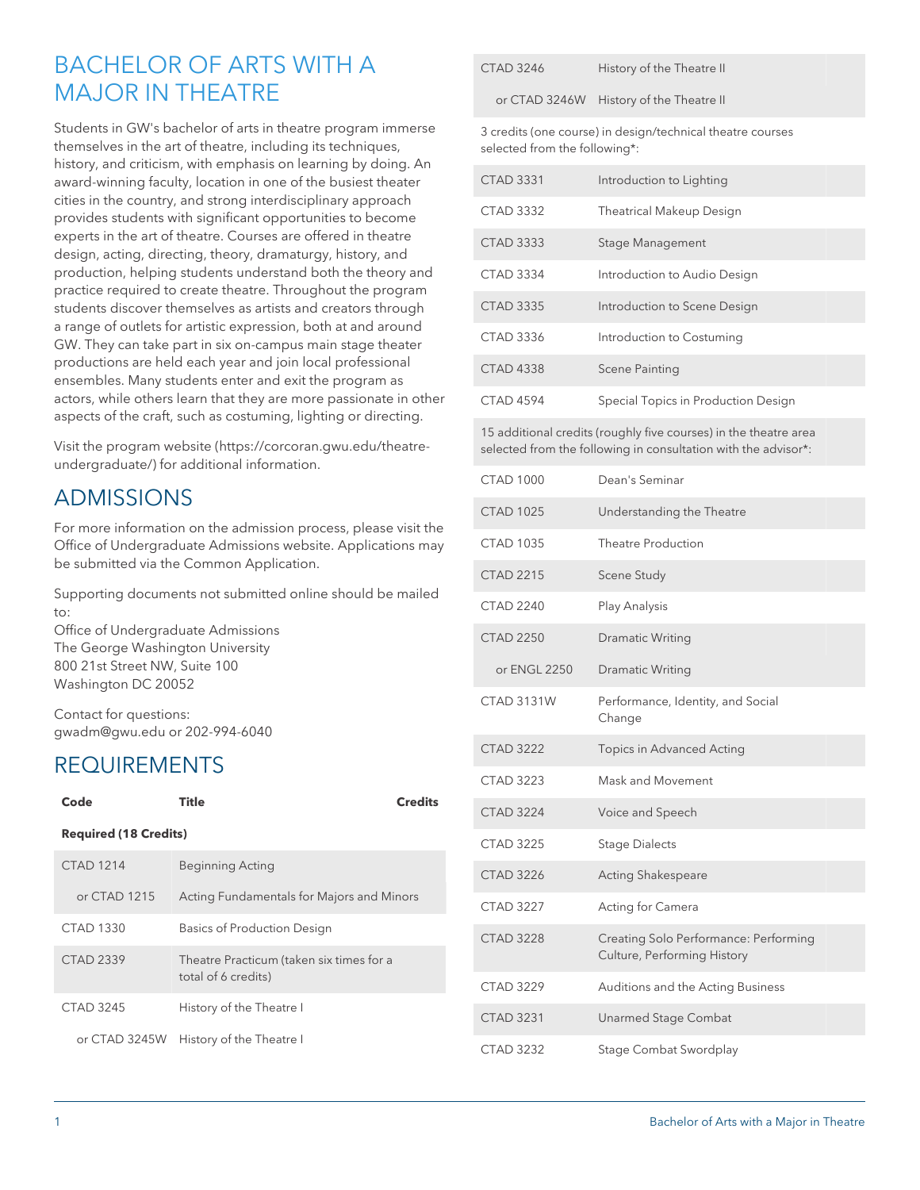# BACHELOR OF ARTS WITH A MAJOR IN THEATRE

Students in GW's bachelor of arts in theatre program immerse themselves in the art of theatre, including its techniques, history, and criticism, with emphasis on learning by doing. An award-winning faculty, location in one of the busiest theater cities in the country, and strong interdisciplinary approach provides students with significant opportunities to become experts in the art of theatre. Courses are offered in theatre design, acting, directing, theory, dramaturgy, history, and production, helping students understand both the theory and practice required to create theatre. Throughout the program students discover themselves as artists and creators through a range of outlets for artistic expression, both at and around GW. They can take part in six on-campus main stage theater productions are held each year and join local professional ensembles. Many students enter and exit the program as actors, while others learn that they are more passionate in other aspects of the craft, such as costuming, lighting or directing.

Visit the program website (https://corcoran.gwu.edu/theatre-undergraduate/) for additional information.

## ADMISSIONS

For more information on the admission process, please visit the Office of Undergraduate Admissions website. Applications may be submitted via the Common Application.

Supporting documents not submitted online should be mailed to:
Office of Undergraduate Admissions
The George Washington University
800 21st Street NW, Suite 100
Washington DC 20052

Contact for questions:
gwadm@gwu.edu or 202-994-6040

## REQUIREMENTS

| Code | Title | Credits |
|---|---|---|
| **Required (18 Credits)** | | |
| CTAD 1214 | Beginning Acting | |
| or CTAD 1215 | Acting Fundamentals for Majors and Minors | |
| CTAD 1330 | Basics of Production Design | |
| CTAD 2339 | Theatre Practicum (taken six times for a total of 6 credits) | |
| CTAD 3245 | History of the Theatre I | |
| or CTAD 3245W | History of the Theatre I | |
| CTAD 3246 | History of the Theatre II | |
| or CTAD 3246W | History of the Theatre II | |
| 3 credits (one course) in design/technical theatre courses selected from the following*: | | |
| CTAD 3331 | Introduction to Lighting | |
| CTAD 3332 | Theatrical Makeup Design | |
| CTAD 3333 | Stage Management | |
| CTAD 3334 | Introduction to Audio Design | |
| CTAD 3335 | Introduction to Scene Design | |
| CTAD 3336 | Introduction to Costuming | |
| CTAD 4338 | Scene Painting | |
| CTAD 4594 | Special Topics in Production Design | |
| 15 additional credits (roughly five courses) in the theatre area selected from the following in consultation with the advisor*: | | |
| CTAD 1000 | Dean's Seminar | |
| CTAD 1025 | Understanding the Theatre | |
| CTAD 1035 | Theatre Production | |
| CTAD 2215 | Scene Study | |
| CTAD 2240 | Play Analysis | |
| CTAD 2250 | Dramatic Writing | |
| or ENGL 2250 | Dramatic Writing | |
| CTAD 3131W | Performance, Identity, and Social Change | |
| CTAD 3222 | Topics in Advanced Acting | |
| CTAD 3223 | Mask and Movement | |
| CTAD 3224 | Voice and Speech | |
| CTAD 3225 | Stage Dialects | |
| CTAD 3226 | Acting Shakespeare | |
| CTAD 3227 | Acting for Camera | |
| CTAD 3228 | Creating Solo Performance: Performing Culture, Performing History | |
| CTAD 3229 | Auditions and the Acting Business | |
| CTAD 3231 | Unarmed Stage Combat | |
| CTAD 3232 | Stage Combat Swordplay | |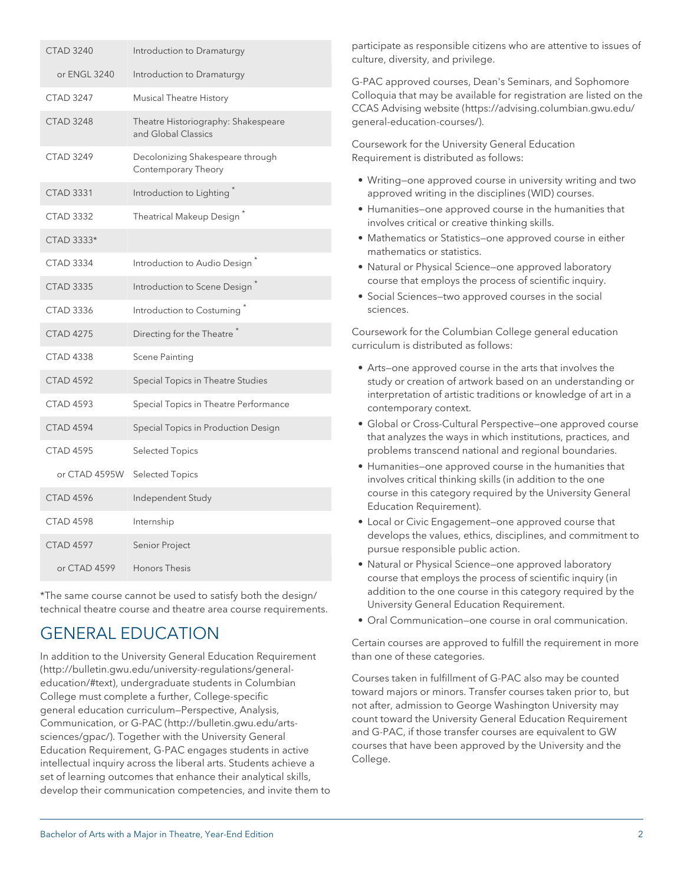| | |
|---|---|
| CTAD 3240 | Introduction to Dramaturgy |
| or ENGL 3240 | Introduction to Dramaturgy |
| CTAD 3247 | Musical Theatre History |
| CTAD 3248 | Theatre Historiography: Shakespeare and Global Classics |
| CTAD 3249 | Decolonizing Shakespeare through Contemporary Theory |
| CTAD 3331 | Introduction to Lighting * |
| CTAD 3332 | Theatrical Makeup Design * |
| CTAD 3333* | |
| CTAD 3334 | Introduction to Audio Design * |
| CTAD 3335 | Introduction to Scene Design * |
| CTAD 3336 | Introduction to Costuming * |
| CTAD 4275 | Directing for the Theatre * |
| CTAD 4338 | Scene Painting |
| CTAD 4592 | Special Topics in Theatre Studies |
| CTAD 4593 | Special Topics in Theatre Performance |
| CTAD 4594 | Special Topics in Production Design |
| CTAD 4595 | Selected Topics |
| or CTAD 4595W | Selected Topics |
| CTAD 4596 | Independent Study |
| CTAD 4598 | Internship |
| CTAD 4597 | Senior Project |
| or CTAD 4599 | Honors Thesis |

*The same course cannot be used to satisfy both the design/technical theatre course and theatre area course requirements.

## GENERAL EDUCATION

In addition to the University General Education Requirement (http://bulletin.gwu.edu/university-regulations/general-education/#text), undergraduate students in Columbian College must complete a further, College-specific general education curriculum—Perspective, Analysis, Communication, or G-PAC (http://bulletin.gwu.edu/arts-sciences/gpac/). Together with the University General Education Requirement, G-PAC engages students in active intellectual inquiry across the liberal arts. Students achieve a set of learning outcomes that enhance their analytical skills, develop their communication competencies, and invite them to participate as responsible citizens who are attentive to issues of culture, diversity, and privilege.

G-PAC approved courses, Dean's Seminars, and Sophomore Colloquia that may be available for registration are listed on the CCAS Advising website (https://advising.columbian.gwu.edu/general-education-courses/).

Coursework for the University General Education Requirement is distributed as follows:

- Writing—one approved course in university writing and two approved writing in the disciplines (WID) courses.
- Humanities—one approved course in the humanities that involves critical or creative thinking skills.
- Mathematics or Statistics—one approved course in either mathematics or statistics.
- Natural or Physical Science—one approved laboratory course that employs the process of scientific inquiry.
- Social Sciences—two approved courses in the social sciences.

Coursework for the Columbian College general education curriculum is distributed as follows:

- Arts—one approved course in the arts that involves the study or creation of artwork based on an understanding or interpretation of artistic traditions or knowledge of art in a contemporary context.
- Global or Cross-Cultural Perspective—one approved course that analyzes the ways in which institutions, practices, and problems transcend national and regional boundaries.
- Humanities—one approved course in the humanities that involves critical thinking skills (in addition to the one course in this category required by the University General Education Requirement).
- Local or Civic Engagement—one approved course that develops the values, ethics, disciplines, and commitment to pursue responsible public action.
- Natural or Physical Science—one approved laboratory course that employs the process of scientific inquiry (in addition to the one course in this category required by the University General Education Requirement.
- Oral Communication—one course in oral communication.

Certain courses are approved to fulfill the requirement in more than one of these categories.

Courses taken in fulfillment of G-PAC also may be counted toward majors or minors. Transfer courses taken prior to, but not after, admission to George Washington University may count toward the University General Education Requirement and G-PAC, if those transfer courses are equivalent to GW courses that have been approved by the University and the College.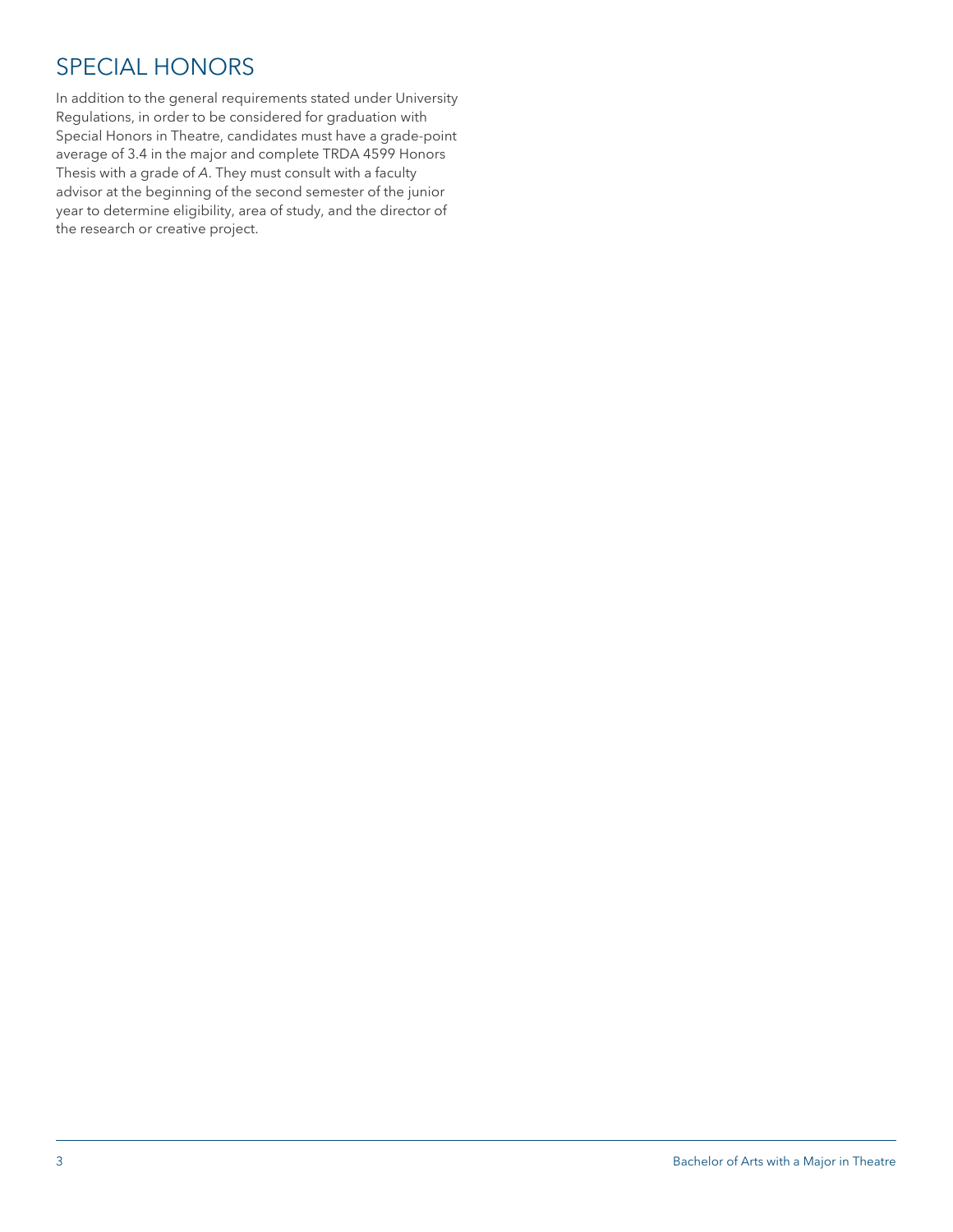## SPECIAL HONORS

In addition to the general requirements stated under University Regulations, in order to be considered for graduation with Special Honors in Theatre, candidates must have a grade-point average of 3.4 in the major and complete TRDA 4599 Honors Thesis with a grade of *A*. They must consult with a faculty advisor at the beginning of the second semester of the junior year to determine eligibility, area of study, and the director of the research or creative project.